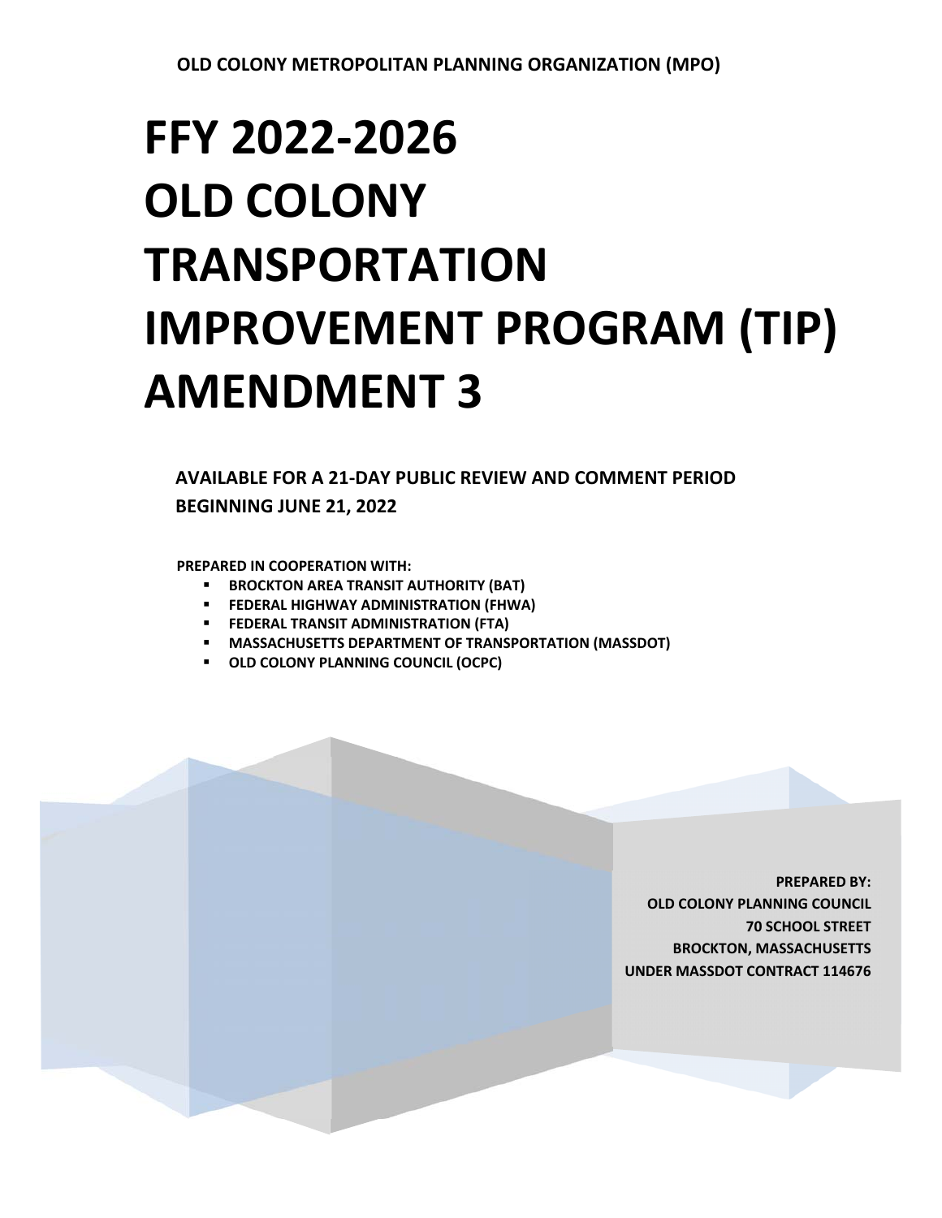OLD COLONY METROPOLITAN PLANNING ORGANIZATION (MPO)

# FFY 2022-2026 OLD COLONY TRANSPORTATION IMPROVEMENT PROGRAM (TIP) AMENDMENT 3

**AVAILABLE FOR A 21-DAY PUBLIC REVIEW AND COMMENT PERIOD BEGINNING JUNE 21, 2022**

**PREPARED IN COOPERATION WITH:**

- BROCKTON AREA TRANSIT AUTHORITY (BAT)
- FEDERAL HIGHWAY ADMINISTRATION (FHWA)
- FEDERAL TRANSIT ADMINISTRATION (FTA)
- MASSACHUSETTS DEPARTMENT OF TRANSPORTATION (MASSDOT)
- OLD COLONY PLANNING COUNCIL (OCPC)

**PREPARED BY:**
**OLD COLONY PLANNING COUNCIL**
**70 SCHOOL STREET**
**BROCKTON, MASSACHUSETTS**
**UNDER MASSDOT CONTRACT 114676**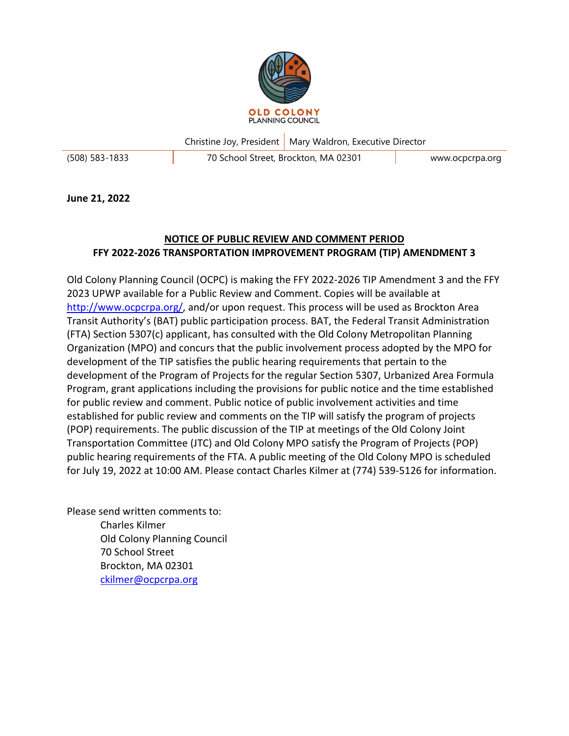OLD COLONY
PLANNING COUNCIL

Christine Joy, President | Mary Waldron, Executive Director

(508) 583-1833 | 70 School Street, Brockton, MA 02301 | www.ocpcrpa.org

**June 21, 2022**

## NOTICE OF PUBLIC REVIEW AND COMMENT PERIOD
## FFY 2022-2026 TRANSPORTATION IMPROVEMENT PROGRAM (TIP) AMENDMENT 3

Old Colony Planning Council (OCPC) is making the FFY 2022-2026 TIP Amendment 3 and the FFY 2023 UPWP available for a Public Review and Comment. Copies will be available at http://www.ocpcrpa.org/, and/or upon request. This process will be used as Brockton Area Transit Authority's (BAT) public participation process. BAT, the Federal Transit Administration (FTA) Section 5307(c) applicant, has consulted with the Old Colony Metropolitan Planning Organization (MPO) and concurs that the public involvement process adopted by the MPO for development of the TIP satisfies the public hearing requirements that pertain to the development of the Program of Projects for the regular Section 5307, Urbanized Area Formula Program, grant applications including the provisions for public notice and the time established for public review and comment. Public notice of public involvement activities and time established for public review and comments on the TIP will satisfy the program of projects (POP) requirements. The public discussion of the TIP at meetings of the Old Colony Joint Transportation Committee (JTC) and Old Colony MPO satisfy the Program of Projects (POP) public hearing requirements of the FTA. A public meeting of the Old Colony MPO is scheduled for July 19, 2022 at 10:00 AM. Please contact Charles Kilmer at (774) 539-5126 for information.

Please send written comments to:

Charles Kilmer
Old Colony Planning Council
70 School Street
Brockton, MA 02301
ckilmer@ocpcrpa.org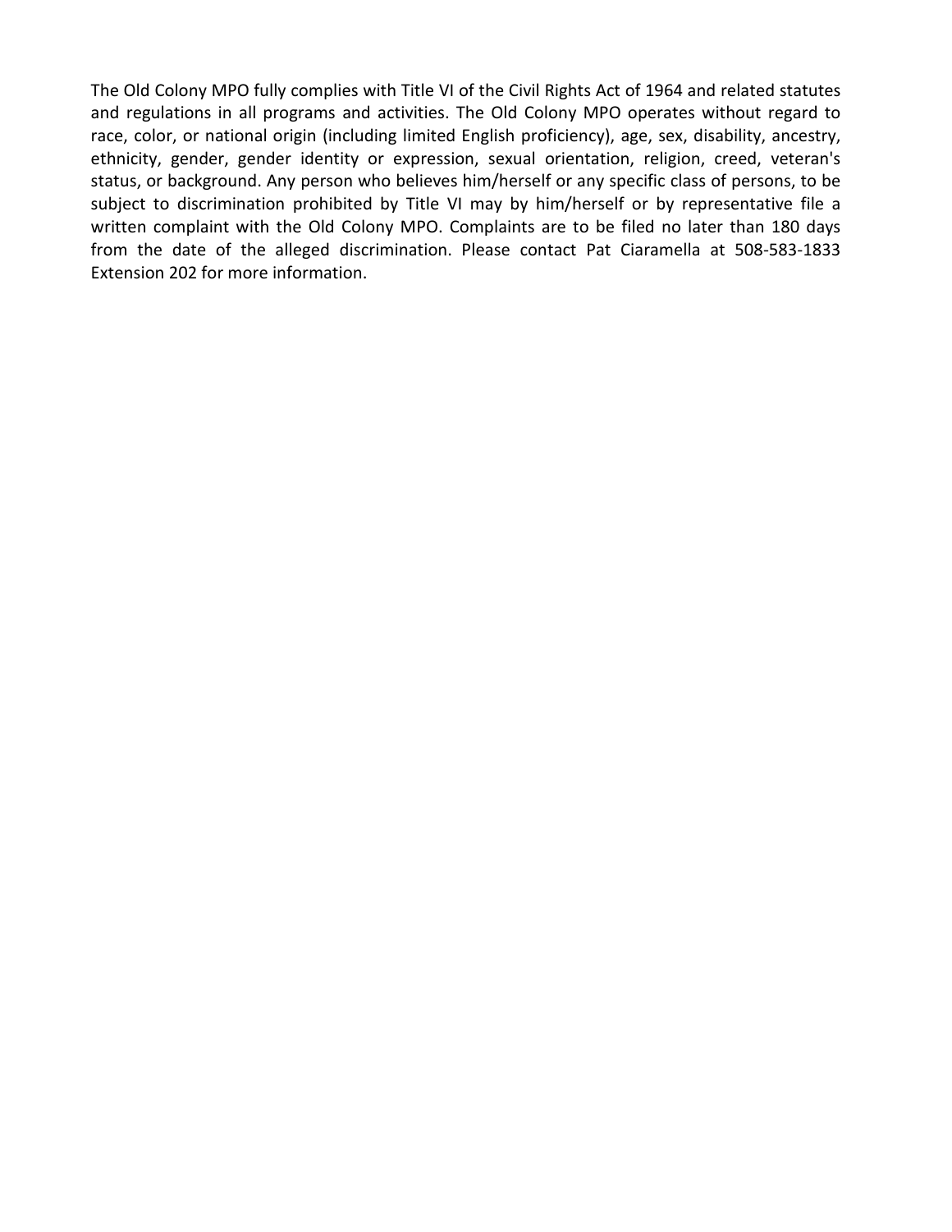The Old Colony MPO fully complies with Title VI of the Civil Rights Act of 1964 and related statutes and regulations in all programs and activities. The Old Colony MPO operates without regard to race, color, or national origin (including limited English proficiency), age, sex, disability, ancestry, ethnicity, gender, gender identity or expression, sexual orientation, religion, creed, veteran's status, or background. Any person who believes him/herself or any specific class of persons, to be subject to discrimination prohibited by Title VI may by him/herself or by representative file a written complaint with the Old Colony MPO. Complaints are to be filed no later than 180 days from the date of the alleged discrimination. Please contact Pat Ciaramella at 508-583-1833 Extension 202 for more information.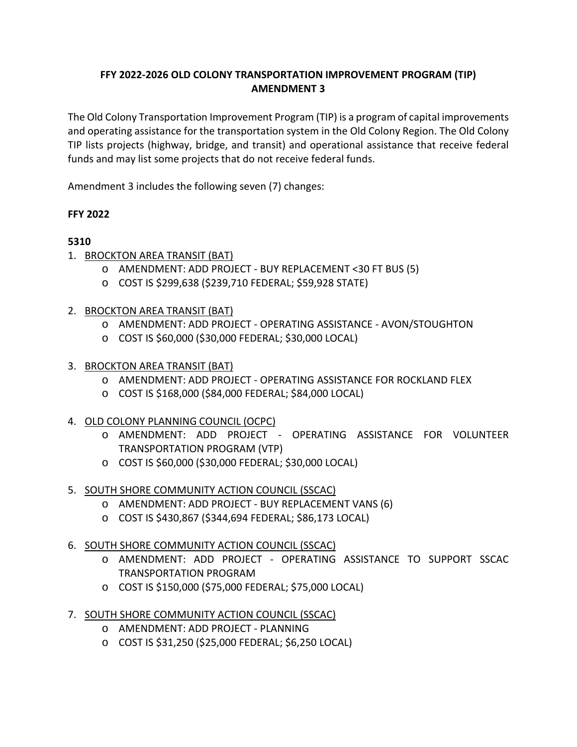# FFY 2022-2026 OLD COLONY TRANSPORTATION IMPROVEMENT PROGRAM (TIP) AMENDMENT 3

The Old Colony Transportation Improvement Program (TIP) is a program of capital improvements and operating assistance for the transportation system in the Old Colony Region. The Old Colony TIP lists projects (highway, bridge, and transit) and operational assistance that receive federal funds and may list some projects that do not receive federal funds.

Amendment 3 includes the following seven (7) changes:

**FFY 2022**

**5310**

1. BROCKTON AREA TRANSIT (BAT)
    - AMENDMENT: ADD PROJECT - BUY REPLACEMENT <30 FT BUS (5)
    - COST IS $299,638 ($239,710 FEDERAL; $59,928 STATE)

2. BROCKTON AREA TRANSIT (BAT)
    - AMENDMENT: ADD PROJECT - OPERATING ASSISTANCE - AVON/STOUGHTON
    - COST IS $60,000 ($30,000 FEDERAL; $30,000 LOCAL)

3. BROCKTON AREA TRANSIT (BAT)
    - AMENDMENT: ADD PROJECT - OPERATING ASSISTANCE FOR ROCKLAND FLEX
    - COST IS $168,000 ($84,000 FEDERAL; $84,000 LOCAL)

4. OLD COLONY PLANNING COUNCIL (OCPC)
    - AMENDMENT: ADD PROJECT - OPERATING ASSISTANCE FOR VOLUNTEER TRANSPORTATION PROGRAM (VTP)
    - COST IS $60,000 ($30,000 FEDERAL; $30,000 LOCAL)

5. SOUTH SHORE COMMUNITY ACTION COUNCIL (SSCAC)
    - AMENDMENT: ADD PROJECT - BUY REPLACEMENT VANS (6)
    - COST IS $430,867 ($344,694 FEDERAL; $86,173 LOCAL)

6. SOUTH SHORE COMMUNITY ACTION COUNCIL (SSCAC)
    - AMENDMENT: ADD PROJECT - OPERATING ASSISTANCE TO SUPPORT SSCAC TRANSPORTATION PROGRAM
    - COST IS $150,000 ($75,000 FEDERAL; $75,000 LOCAL)

7. SOUTH SHORE COMMUNITY ACTION COUNCIL (SSCAC)
    - AMENDMENT: ADD PROJECT - PLANNING
    - COST IS $31,250 ($25,000 FEDERAL; $6,250 LOCAL)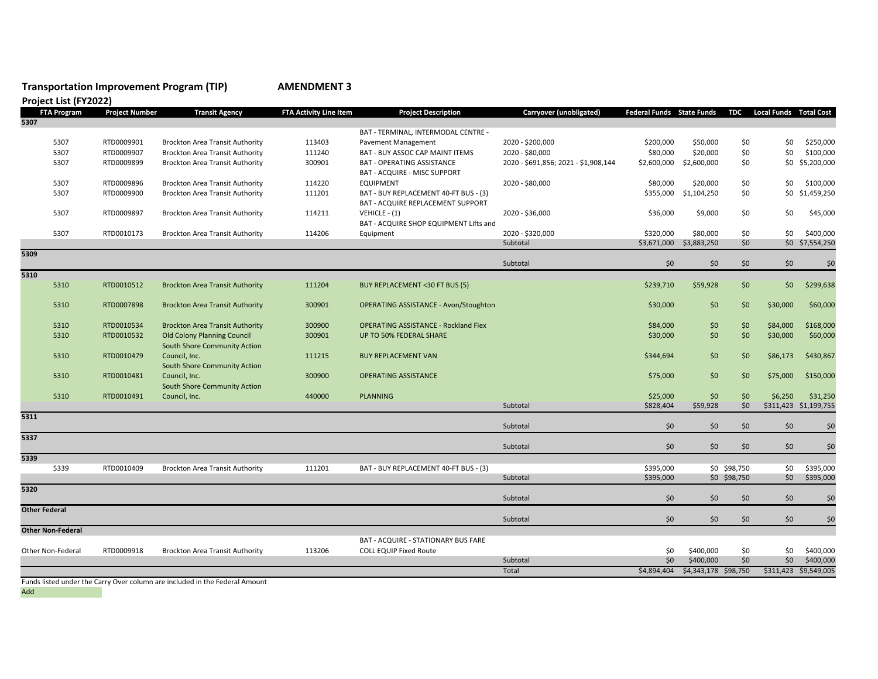**Transportation Improvement Program (TIP)** **AMENDMENT 3**

**Project List (FY2022)**

| FTA Program | Project Number | Transit Agency | FTA Activity Line Item | Project Description | Carryover (unobligated) | Federal Funds | State Funds | TDC | Local Funds | Total Cost |
|---|---|---|---|---|---|---|---|---|---|---|
| **5307** | | | | | | | | | | |
| 5307 | RTD0009901 | Brockton Area Transit Authority | 113403 | BAT - TERMINAL, INTERMODAL CENTRE - Pavement Management | 2020 - $200,000 | $200,000 | $50,000 | $0 | $0 | $250,000 |
| 5307 | RTD0009907 | Brockton Area Transit Authority | 111240 | BAT - BUY ASSOC CAP MAINT ITEMS | 2020 - $80,000 | $80,000 | $20,000 | $0 | $0 | $100,000 |
| 5307 | RTD0009899 | Brockton Area Transit Authority | 300901 | BAT - OPERATING ASSISTANCE | 2020 - $691,856; 2021 - $1,908,144 | $2,600,000 | $2,600,000 | $0 | $0 | $5,200,000 |
| 5307 | RTD0009896 | Brockton Area Transit Authority | 114220 | BAT - ACQUIRE - MISC SUPPORT EQUIPMENT | 2020 - $80,000 | $80,000 | $20,000 | $0 | $0 | $100,000 |
| 5307 | RTD0009900 | Brockton Area Transit Authority | 111201 | BAT - BUY REPLACEMENT 40-FT BUS - (3) | | $355,000 | $1,104,250 | $0 | $0 | $1,459,250 |
| 5307 | RTD0009897 | Brockton Area Transit Authority | 114211 | BAT - ACQUIRE REPLACEMENT SUPPORT VEHICLE - (1) | 2020 - $36,000 | $36,000 | $9,000 | $0 | $0 | $45,000 |
| 5307 | RTD0010173 | Brockton Area Transit Authority | 114206 | BAT - ACQUIRE SHOP EQUIPMENT Lifts and Equipment | 2020 - $320,000 | $320,000 | $80,000 | $0 | $0 | $400,000 |
| | | | | | Subtotal | $3,671,000 | $3,883,250 | $0 | $0 | $7,554,250 |
| **5309** | | | | | | | | | | |
| | | | | | Subtotal | $0 | $0 | $0 | $0 | $0 |
| **5310** | | | | | | | | | | |
| 5310 | RTD0010512 | Brockton Area Transit Authority | 111204 | BUY REPLACEMENT <30 FT BUS (5) | | $239,710 | $59,928 | $0 | $0 | $299,638 |
| 5310 | RTD0007898 | Brockton Area Transit Authority | 300901 | OPERATING ASSISTANCE - Avon/Stoughton | | $30,000 | $0 | $0 | $30,000 | $60,000 |
| 5310 | RTD0010534 | Brockton Area Transit Authority | 300900 | OPERATING ASSISTANCE - Rockland Flex | | $84,000 | $0 | $0 | $84,000 | $168,000 |
| 5310 | RTD0010532 | Old Colony Planning Council | 300901 | UP TO 50% FEDERAL SHARE | | $30,000 | $0 | $0 | $30,000 | $60,000 |
| 5310 | RTD0010479 | South Shore Community Action Council, Inc. | 111215 | BUY REPLACEMENT VAN | | $344,694 | $0 | $0 | $86,173 | $430,867 |
| 5310 | RTD0010481 | South Shore Community Action Council, Inc. | 300900 | OPERATING ASSISTANCE | | $75,000 | $0 | $0 | $75,000 | $150,000 |
| 5310 | RTD0010491 | South Shore Community Action Council, Inc. | 440000 | PLANNING | | $25,000 | $0 | $0 | $6,250 | $31,250 |
| | | | | | Subtotal | $828,404 | $59,928 | $0 | $311,423 | $1,199,755 |
| **5311** | | | | | | | | | | |
| | | | | | Subtotal | $0 | $0 | $0 | $0 | $0 |
| **5337** | | | | | | | | | | |
| | | | | | Subtotal | $0 | $0 | $0 | $0 | $0 |
| **5339** | | | | | | | | | | |
| 5339 | RTD0010409 | Brockton Area Transit Authority | 111201 | BAT - BUY REPLACEMENT 40-FT BUS - (3) | | $395,000 | $0 | $98,750 | $0 | $395,000 |
| | | | | | Subtotal | $395,000 | $0 | $98,750 | $0 | $395,000 |
| **5320** | | | | | | | | | | |
| | | | | | Subtotal | $0 | $0 | $0 | $0 | $0 |
| **Other Federal** | | | | | | | | | | |
| | | | | | Subtotal | $0 | $0 | $0 | $0 | $0 |
| **Other Non-Federal** | | | | | | | | | | |
| Other Non-Federal | RTD0009918 | Brockton Area Transit Authority | 113206 | BAT - ACQUIRE - STATIONARY BUS FARE COLL EQUIP Fixed Route | | $0 | $400,000 | $0 | $0 | $400,000 |
| | | | | | Subtotal | $0 | $400,000 | $0 | $0 | $400,000 |
| | | | | | Total | $4,894,404 | $4,343,178 | $98,750 | $311,423 | $9,549,005 |

Funds listed under the Carry Over column are included in the Federal Amount

Add